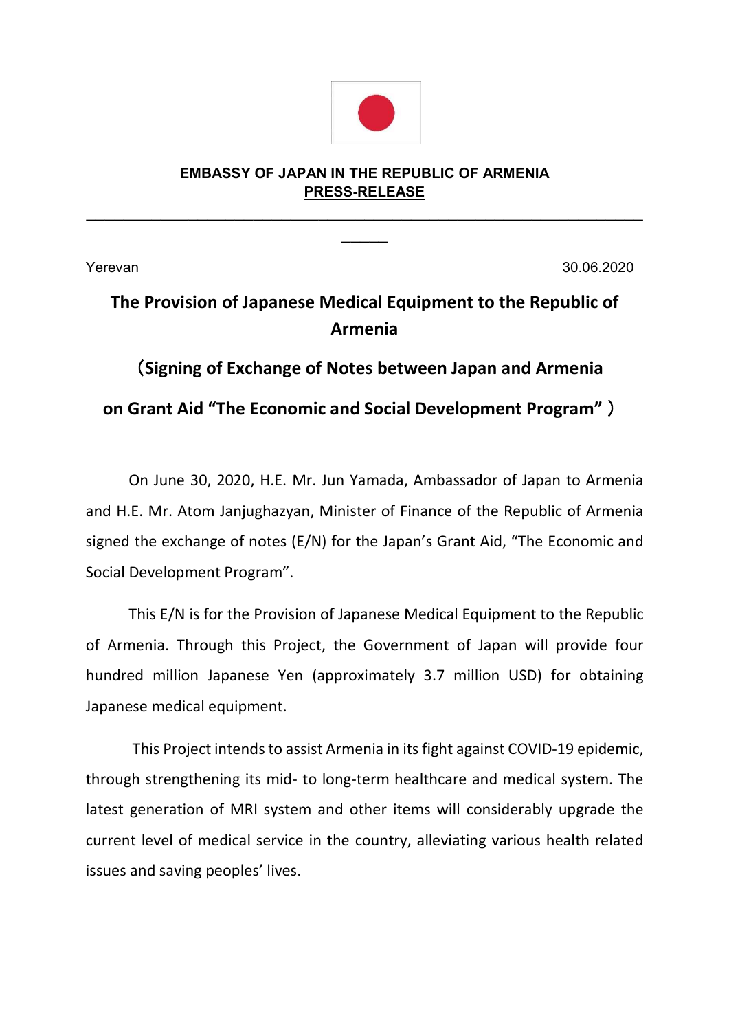**EMBASSY OF JAPAN IN THE REPUBLIC OF ARMENIA**

**PRESS-RELEASE**

---

Yerevan 30.06.2020

# The Provision of Japanese Medical Equipment to the Republic of Armenia

## （Signing of Exchange of Notes between Japan and Armenia on Grant Aid “The Economic and Social Development Program”）

On June 30, 2020, H.E. Mr. Jun Yamada, Ambassador of Japan to Armenia and H.E. Mr. Atom Janjughazyan, Minister of Finance of the Republic of Armenia signed the exchange of notes (E/N) for the Japan’s Grant Aid, “The Economic and Social Development Program”.

This E/N is for the Provision of Japanese Medical Equipment to the Republic of Armenia. Through this Project, the Government of Japan will provide four hundred million Japanese Yen (approximately 3.7 million USD) for obtaining Japanese medical equipment.

This Project intends to assist Armenia in its fight against COVID-19 epidemic, through strengthening its mid- to long-term healthcare and medical system. The latest generation of MRI system and other items will considerably upgrade the current level of medical service in the country, alleviating various health related issues and saving peoples’ lives.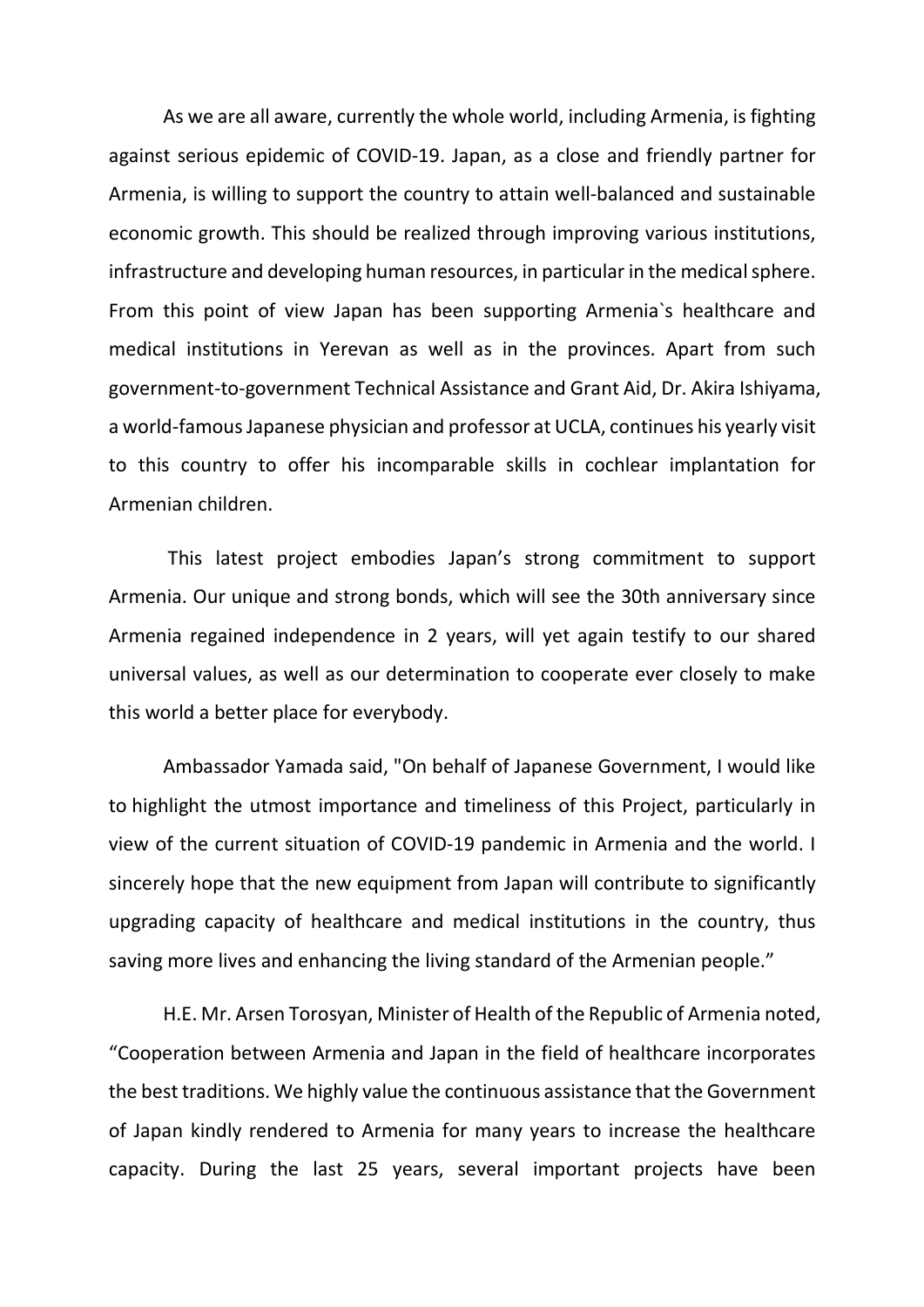As we are all aware, currently the whole world, including Armenia, is fighting against serious epidemic of COVID-19. Japan, as a close and friendly partner for Armenia, is willing to support the country to attain well-balanced and sustainable economic growth. This should be realized through improving various institutions, infrastructure and developing human resources, in particular in the medical sphere. From this point of view Japan has been supporting Armenia`s healthcare and medical institutions in Yerevan as well as in the provinces. Apart from such government-to-government Technical Assistance and Grant Aid, Dr. Akira Ishiyama, a world-famous Japanese physician and professor at UCLA, continues his yearly visit to this country to offer his incomparable skills in cochlear implantation for Armenian children.

This latest project embodies Japan's strong commitment to support Armenia. Our unique and strong bonds, which will see the 30th anniversary since Armenia regained independence in 2 years, will yet again testify to our shared universal values, as well as our determination to cooperate ever closely to make this world a better place for everybody.

Ambassador Yamada said, "On behalf of Japanese Government, I would like to highlight the utmost importance and timeliness of this Project, particularly in view of the current situation of COVID-19 pandemic in Armenia and the world. I sincerely hope that the new equipment from Japan will contribute to significantly upgrading capacity of healthcare and medical institutions in the country, thus saving more lives and enhancing the living standard of the Armenian people."

H.E. Mr. Arsen Torosyan, Minister of Health of the Republic of Armenia noted, "Cooperation between Armenia and Japan in the field of healthcare incorporates the best traditions. We highly value the continuous assistance that the Government of Japan kindly rendered to Armenia for many years to increase the healthcare capacity. During the last 25 years, several important projects have been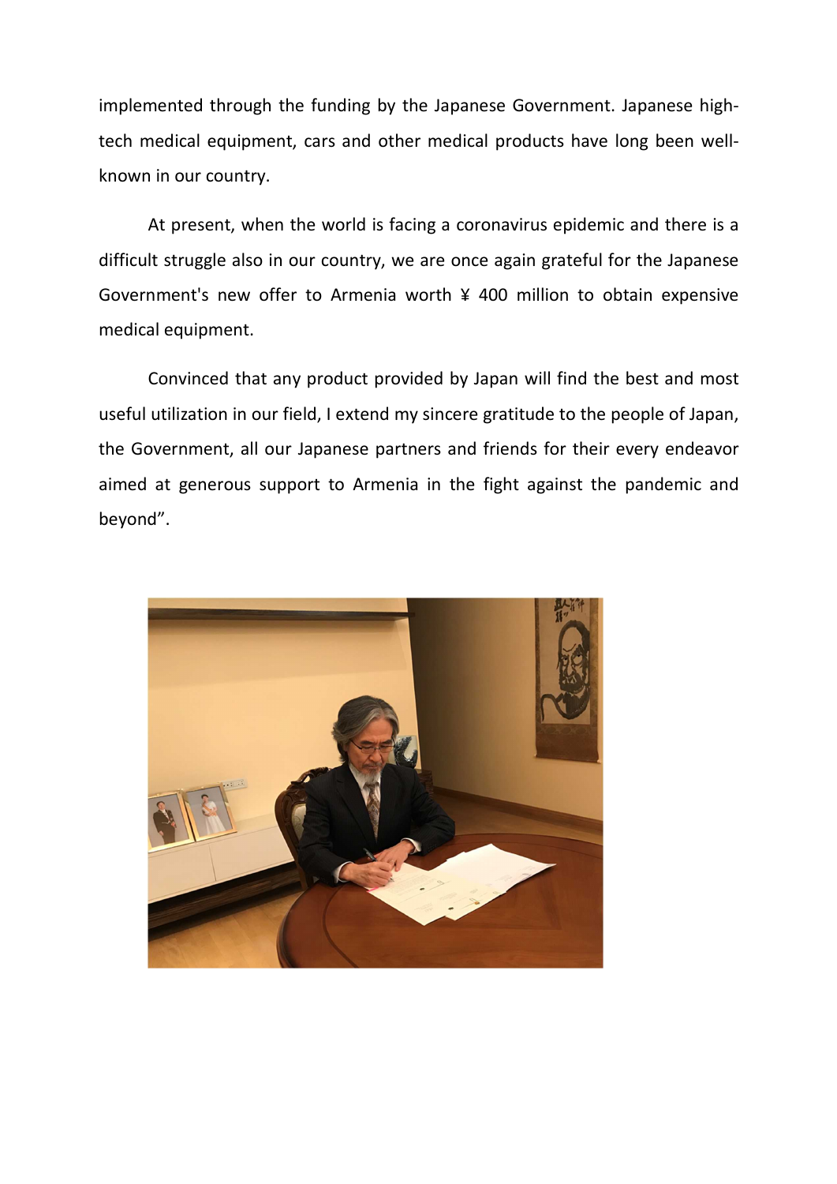implemented through the funding by the Japanese Government. Japanese high-tech medical equipment, cars and other medical products have long been well-known in our country.

At present, when the world is facing a coronavirus epidemic and there is a difficult struggle also in our country, we are once again grateful for the Japanese Government's new offer to Armenia worth ¥ 400 million to obtain expensive medical equipment.

Convinced that any product provided by Japan will find the best and most useful utilization in our field, I extend my sincere gratitude to the people of Japan, the Government, all our Japanese partners and friends for their every endeavor aimed at generous support to Armenia in the fight against the pandemic and beyond".